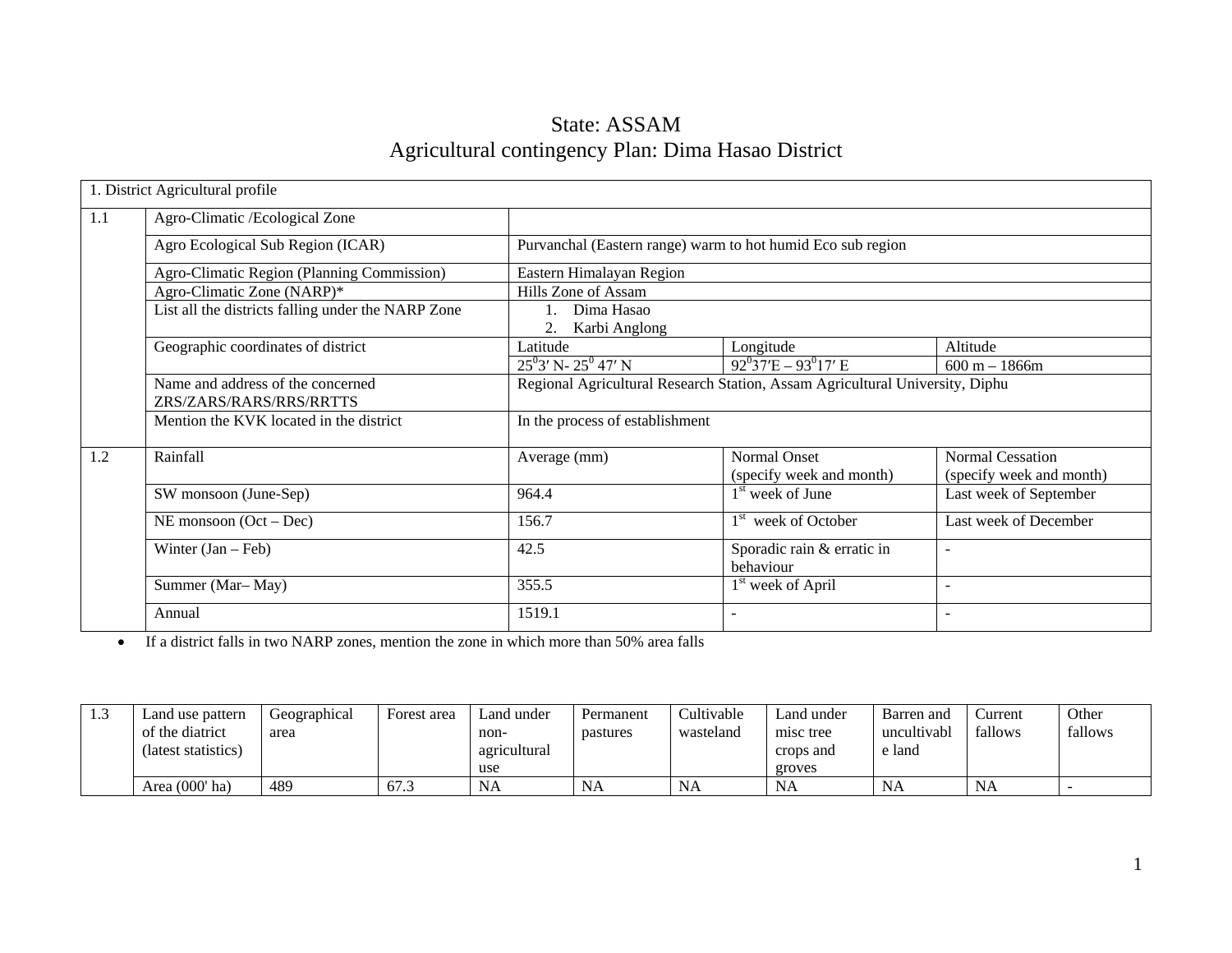# State: ASSAM

## Agricultural contingency Plan: Dima Hasao District

| 1. District Agricultural profile | | | | |
|---|---|---|---|---|
| 1.1 | Agro-Climatic /Ecological Zone | | | |
| | Agro Ecological Sub Region (ICAR) | Purvanchal (Eastern range) warm to hot humid Eco sub region | | |
| | Agro-Climatic Region (Planning Commission) | Eastern Himalayan Region | | |
| | Agro-Climatic Zone (NARP)* | Hills Zone of Assam | | |
| | List all the districts falling under the NARP Zone | 1. Dima Hasao<br>2. Karbi Anglong | | |
| | Geographic coordinates of district | Latitude | Longitude | Altitude |
| | | $25^{0}3'$ N- $25^{0}$ 47′ N | $92^{0}37'$E – $93^{0}17'$ E | 600 m – 1866m |
| | Name and address of the concerned ZRS/ZARS/RARS/RRS/RRTTS | Regional Agricultural Research Station, Assam Agricultural University, Diphu | | |
| | Mention the KVK located in the district | In the process of establishment | | |
| 1.2 | Rainfall | Average (mm) | Normal Onset (specify week and month) | Normal Cessation (specify week and month) |
| | SW monsoon (June-Sep) | 964.4 | 1st week of June | Last week of September |
| | NE monsoon (Oct – Dec) | 156.7 | 1st week of October | Last week of December |
| | Winter (Jan – Feb) | 42.5 | Sporadic rain & erratic in behaviour | - |
| | Summer (Mar– May) | 355.5 | 1st week of April | - |
| | Annual | 1519.1 | - | - |

- If a district falls in two NARP zones, mention the zone in which more than 50% area falls

| 1.3 | Land use pattern of the diatrict (latest statistics) | Geographical area | Forest area | Land under non-agricultural use | Permanent pastures | Cultivable wasteland | Land under misc tree crops and groves | Barren and uncultivable land | Current fallows | Other fallows |
|---|---|---|---|---|---|---|---|---|---|---|
| | Area (000' ha) | 489 | 67.3 | NA | NA | NA | NA | NA | NA | - |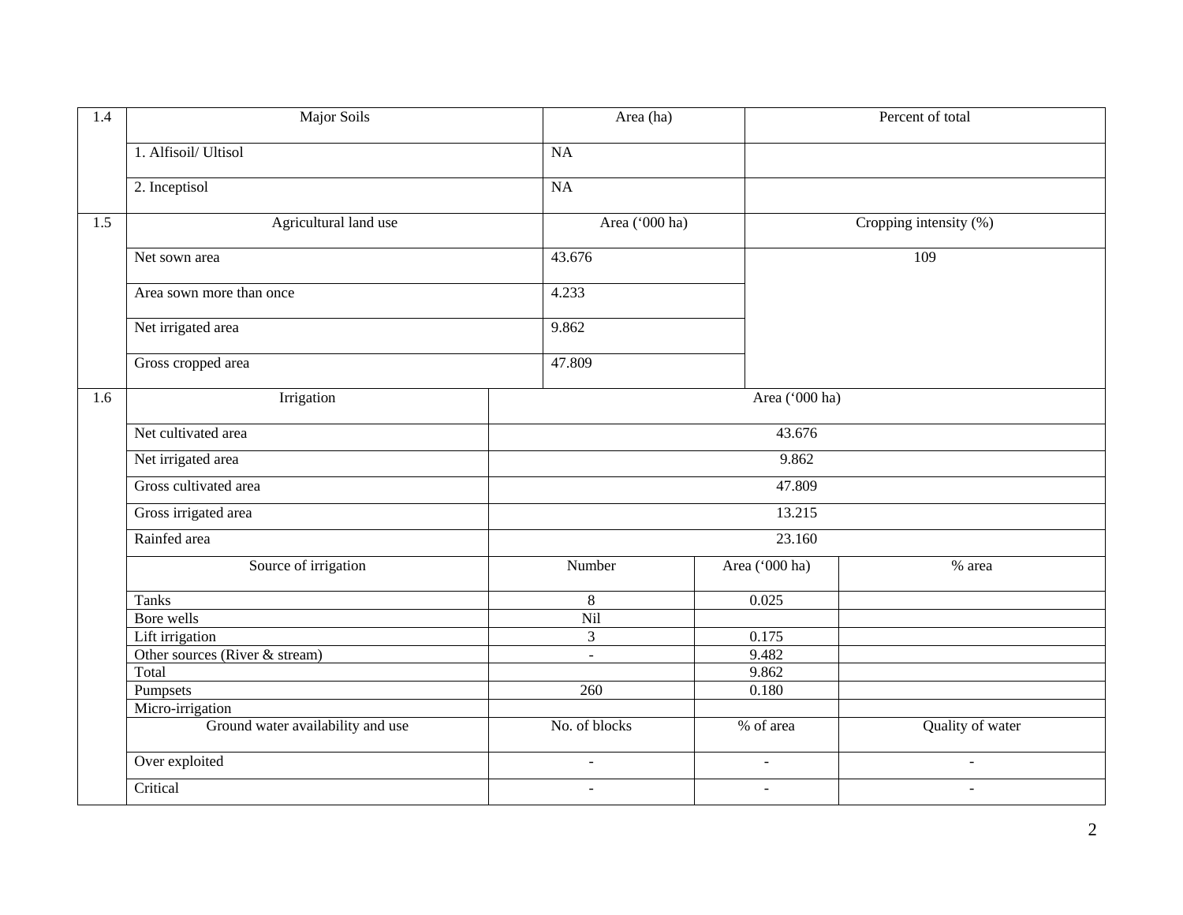| 1.4 | Major Soils | Area (ha) | Percent of total |
|---|---|---|---|
| | 1. Alfisoil/ Ultisol | NA | |
| | 2. Inceptisol | NA | |

| 1.5 | Agricultural land use | Area ('000 ha) | Cropping intensity (%) |
|---|---|---|---|
| | Net sown area | 43.676 | 109 |
| | Area sown more than once | 4.233 | |
| | Net irrigated area | 9.862 | |
| | Gross cropped area | 47.809 | |

| 1.6 | Irrigation | Area ('000 ha) | | |
|---|---|---|---|---|
| | Net cultivated area | 43.676 | | |
| | Net irrigated area | 9.862 | | |
| | Gross cultivated area | 47.809 | | |
| | Gross irrigated area | 13.215 | | |
| | Rainfed area | 23.160 | | |
| | Source of irrigation | Number | Area ('000 ha) | % area |
| | Tanks | 8 | 0.025 | |
| | Bore wells | Nil | | |
| | Lift irrigation | 3 | 0.175 | |
| | Other sources (River & stream) | - | 9.482 | |
| | Total | | 9.862 | |
| | Pumpsets | 260 | 0.180 | |
| | Micro-irrigation | | | |
| | Ground water availability and use | No. of blocks | % of area | Quality of water |
| | Over exploited | - | - | - |
| | Critical | - | - | - |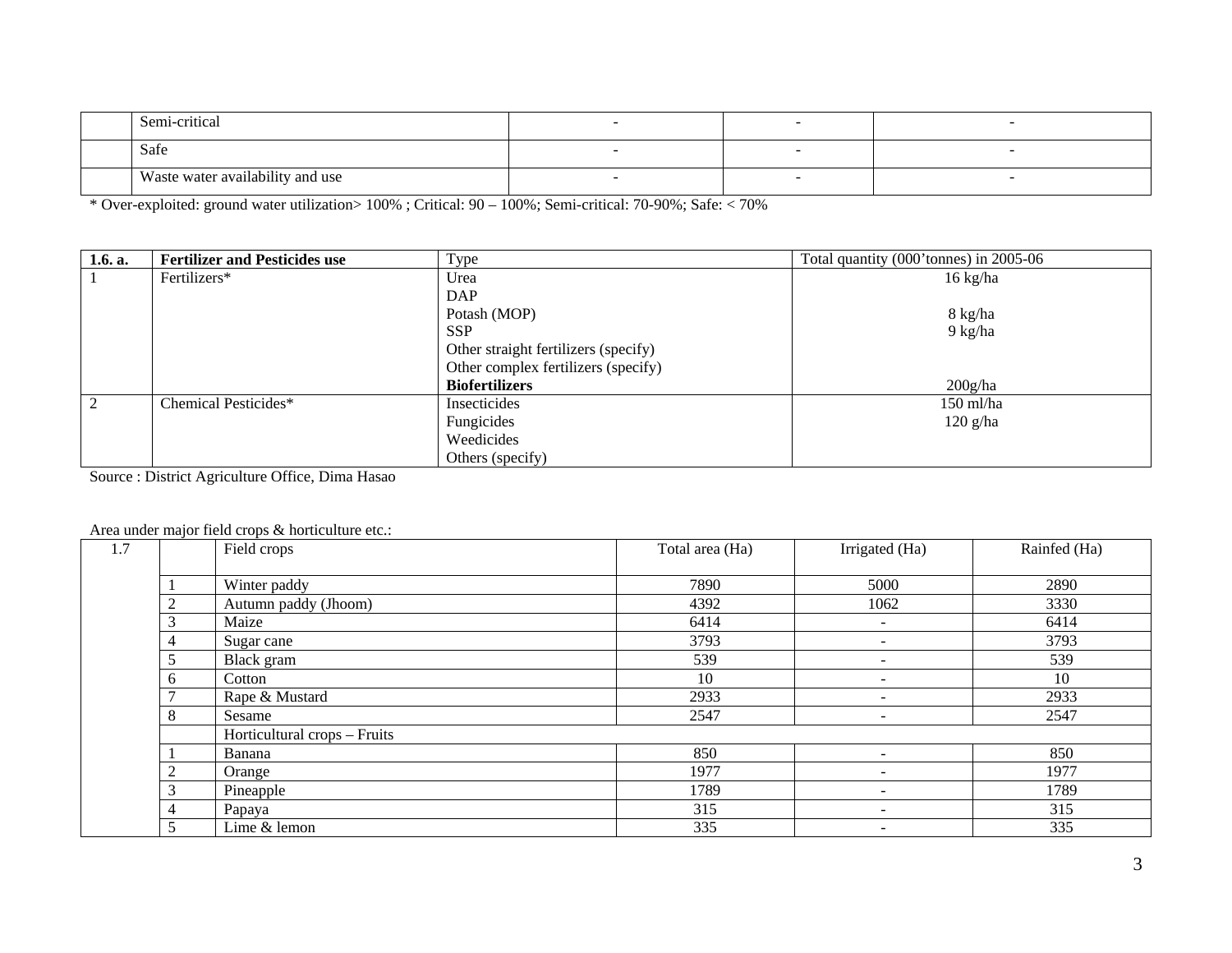| | Semi-critical | - | - | - |
|---|---|---|---|---|
| | Safe | - | - | - |
| | Waste water availability and use | - | - | - |

* Over-exploited: ground water utilization> 100% ; Critical: 90 – 100%; Semi-critical: 70-90%; Safe: < 70%

| 1.6. a. | **Fertilizer and Pesticides use** | Type | Total quantity (000'tonnes) in 2005-06 |
|---|---|---|---|
| 1 | Fertilizers* | Urea | 16 kg/ha |
| | | DAP | |
| | | Potash (MOP) | 8 kg/ha |
| | | SSP | 9 kg/ha |
| | | Other straight fertilizers (specify) | |
| | | Other complex fertilizers (specify) | |
| | | **Biofertilizers** | 200g/ha |
| 2 | Chemical Pesticides* | Insecticides | 150 ml/ha |
| | | Fungicides | 120 g/ha |
| | | Weedicides | |
| | | Others (specify) | |

Source : District Agriculture Office, Dima Hasao

Area under major field crops & horticulture etc.:

| 1.7 | | Field crops | Total area (Ha) | Irrigated (Ha) | Rainfed (Ha) |
|---|---|---|---|---|---|
| | 1 | Winter paddy | 7890 | 5000 | 2890 |
| | 2 | Autumn paddy (Jhoom) | 4392 | 1062 | 3330 |
| | 3 | Maize | 6414 | - | 6414 |
| | 4 | Sugar cane | 3793 | - | 3793 |
| | 5 | Black gram | 539 | - | 539 |
| | 6 | Cotton | 10 | - | 10 |
| | 7 | Rape & Mustard | 2933 | - | 2933 |
| | 8 | Sesame | 2547 | - | 2547 |
| | | Horticultural crops – Fruits | | | |
| | 1 | Banana | 850 | - | 850 |
| | 2 | Orange | 1977 | - | 1977 |
| | 3 | Pineapple | 1789 | - | 1789 |
| | 4 | Papaya | 315 | - | 315 |
| | 5 | Lime & lemon | 335 | - | 335 |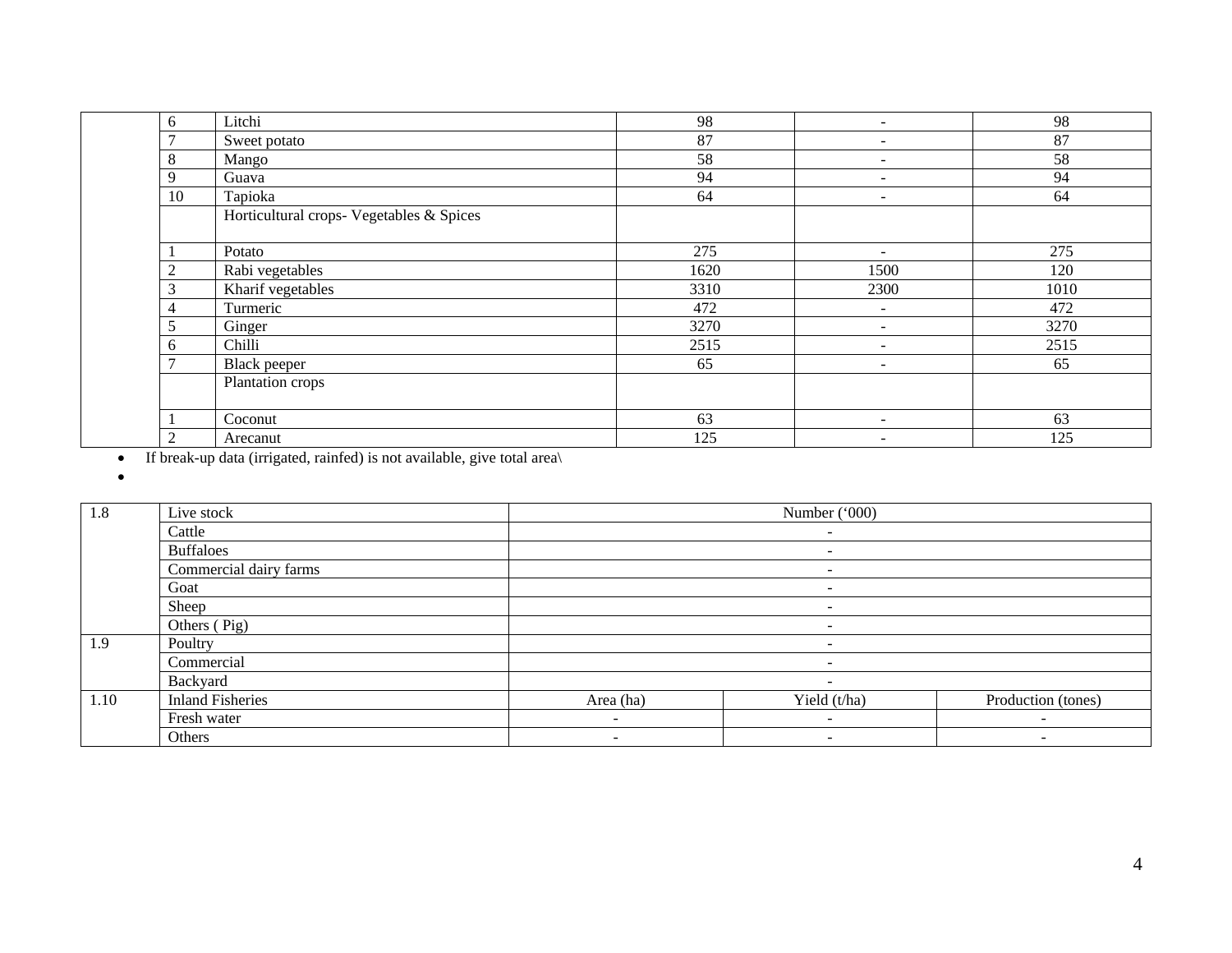|  | 6 | Litchi | 98 | - | 98 |
|---|---|---|---|---|---|
|  | 7 | Sweet potato | 87 | - | 87 |
|  | 8 | Mango | 58 | - | 58 |
|  | 9 | Guava | 94 | - | 94 |
|  | 10 | Tapioka | 64 | - | 64 |
|  |  | Horticultural crops- Vegetables & Spices |  |  |  |
|  | 1 | Potato | 275 | - | 275 |
|  | 2 | Rabi vegetables | 1620 | 1500 | 120 |
|  | 3 | Kharif vegetables | 3310 | 2300 | 1010 |
|  | 4 | Turmeric | 472 | - | 472 |
|  | 5 | Ginger | 3270 | - | 3270 |
|  | 6 | Chilli | 2515 | - | 2515 |
|  | 7 | Black peeper | 65 | - | 65 |
|  |  | Plantation crops |  |  |  |
|  | 1 | Coconut | 63 | - | 63 |
|  | 2 | Arecanut | 125 | - | 125 |

- If break-up data (irrigated, rainfed) is not available, give total area\
-

| 1.8 | Live stock | Number ('000) | | |
|---|---|---|---|---|
|  | Cattle | - | | |
|  | Buffaloes | - | | |
|  | Commercial dairy farms | - | | |
|  | Goat | - | | |
|  | Sheep | - | | |
|  | Others ( Pig) | - | | |
| 1.9 | Poultry | - | | |
|  | Commercial | - | | |
|  | Backyard | - | | |
| 1.10 | Inland Fisheries | Area (ha) | Yield (t/ha) | Production (tones) |
|  | Fresh water | - | - | - |
|  | Others | - | - | - |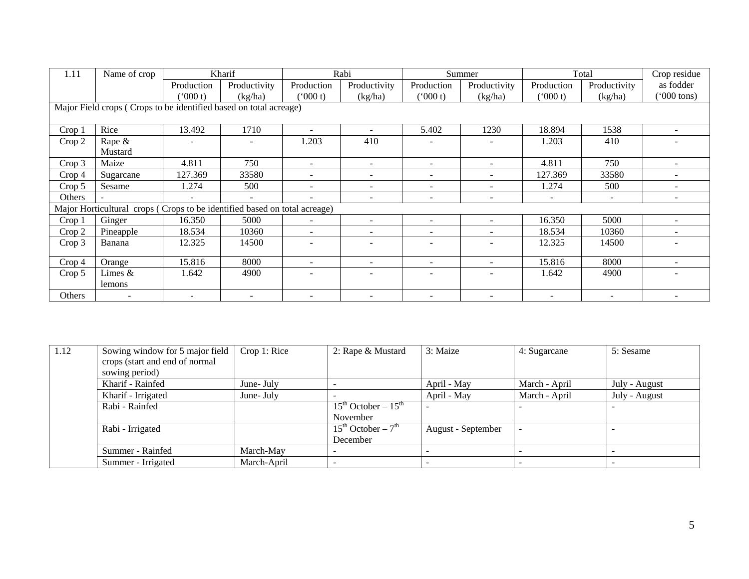| 1.11 | Name of crop | Kharif | | Rabi | | Summer | | Total | | Crop residue as fodder |
|---|---|---|---|---|---|---|---|---|---|---|
| | | Production ('000 t) | Productivity (kg/ha) | Production ('000 t) | Productivity (kg/ha) | Production ('000 t) | Productivity (kg/ha) | Production ('000 t) | Productivity (kg/ha) | ('000 tons) |
| Major Field crops ( Crops to be identified based on total acreage) | | | | | | | | | | |
| Crop 1 | Rice | 13.492 | 1710 | - | - | 5.402 | 1230 | 18.894 | 1538 | - |
| Crop 2 | Rape & Mustard | - | - | 1.203 | 410 | - | - | 1.203 | 410 | - |
| Crop 3 | Maize | 4.811 | 750 | - | - | - | - | 4.811 | 750 | - |
| Crop 4 | Sugarcane | 127.369 | 33580 | - | - | - | - | 127.369 | 33580 | - |
| Crop 5 | Sesame | 1.274 | 500 | - | - | - | - | 1.274 | 500 | - |
| Others | - | - | - | - | - | - | - | - | - | - |
| Major Horticultural crops ( Crops to be identified based on total acreage) | | | | | | | | | | |
| Crop 1 | Ginger | 16.350 | 5000 | - | - | - | - | 16.350 | 5000 | - |
| Crop 2 | Pineapple | 18.534 | 10360 | - | - | - | - | 18.534 | 10360 | - |
| Crop 3 | Banana | 12.325 | 14500 | - | - | - | - | 12.325 | 14500 | - |
| Crop 4 | Orange | 15.816 | 8000 | - | - | - | - | 15.816 | 8000 | - |
| Crop 5 | Limes & lemons | 1.642 | 4900 | - | - | - | - | 1.642 | 4900 | - |
| Others | - | - | - | - | - | - | - | - | - | - |

| 1.12 | Sowing window for 5 major field crops (start and end of normal sowing period) | Crop 1: Rice | 2: Rape & Mustard | 3: Maize | 4: Sugarcane | 5: Sesame |
|---|---|---|---|---|---|---|
| | Kharif - Rainfed | June- July | - | April - May | March - April | July - August |
| | Kharif - Irrigated | June- July | - | April - May | March - April | July - August |
| | Rabi - Rainfed | | 15th October – 15th November | - | - | - |
| | Rabi - Irrigated | | 15th October – 7th December | August - September | - | - |
| | Summer - Rainfed | March-May | - | - | - | - |
| | Summer - Irrigated | March-April | - | - | - | - |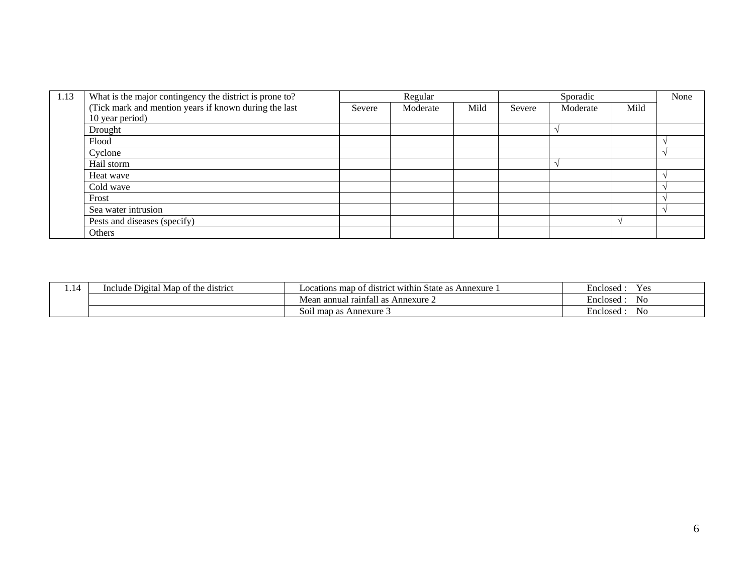| 1.13 | What is the major contingency the district is prone to? (Tick mark and mention years if known during the last 10 year period) | Regular | | | Sporadic | | | None |
|---|---|---|---|---|---|---|---|---|
| | | Severe | Moderate | Mild | Severe | Moderate | Mild | |
| | Drought | | | | | √ | | |
| | Flood | | | | | | | √ |
| | Cyclone | | | | | | | √ |
| | Hail storm | | | | | √ | | |
| | Heat wave | | | | | | | √ |
| | Cold wave | | | | | | | √ |
| | Frost | | | | | | | √ |
| | Sea water intrusion | | | | | | | √ |
| | Pests and diseases (specify) | | | | | | √ | |
| | Others | | | | | | | |

| 1.14 | Include Digital Map of the district | Locations map of district within State as Annexure 1 | Enclosed : Yes |
|---|---|---|---|
| | | Mean annual rainfall as Annexure 2 | Enclosed : No |
| | | Soil map as Annexure 3 | Enclosed : No |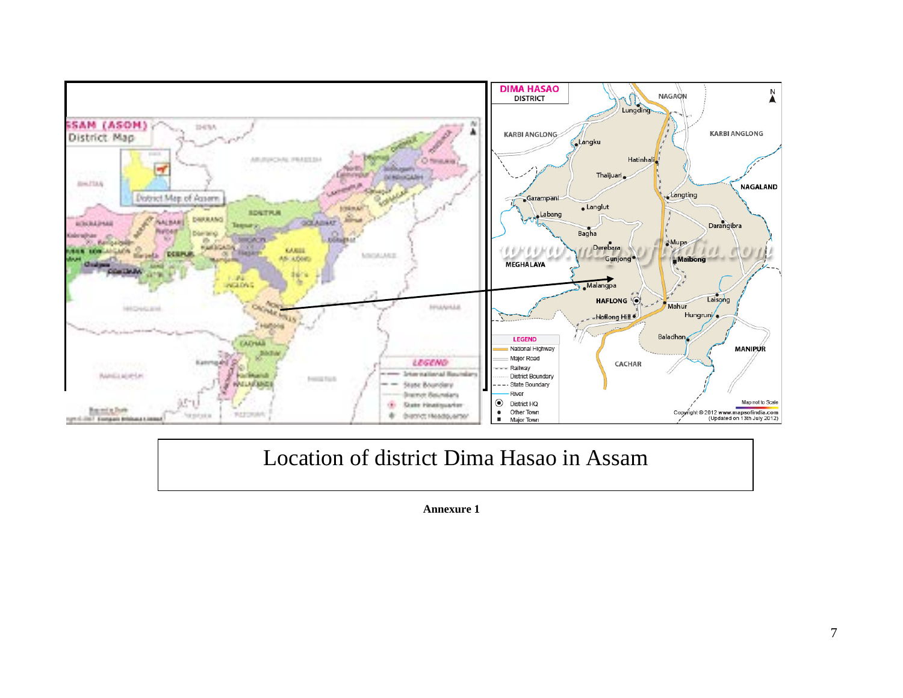Location of district Dima Hasao in Assam

**Annexure 1**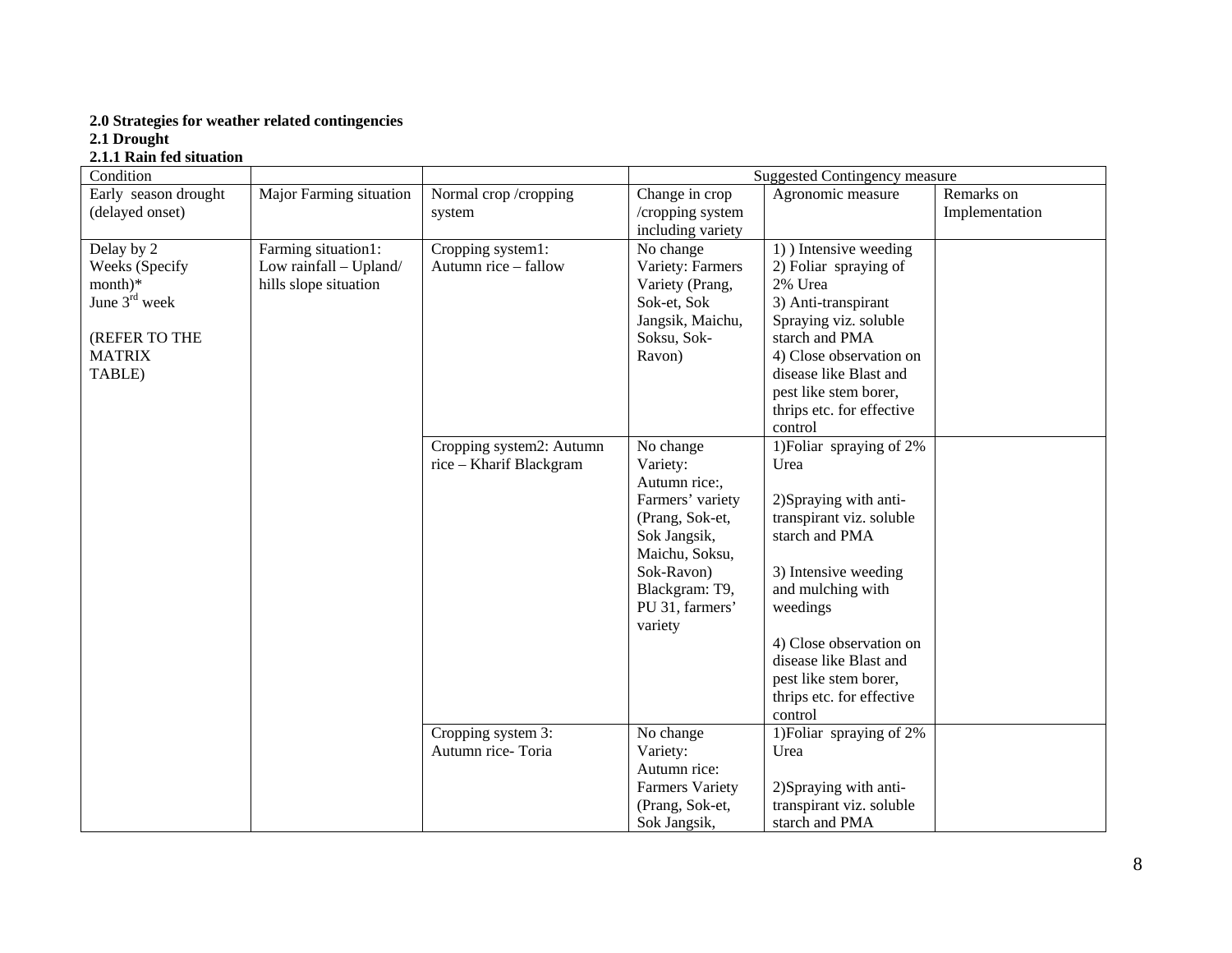**2.0 Strategies for weather related contingencies**

**2.1 Drought**

**2.1.1 Rain fed situation**

| Condition | | | Suggested Contingency measure | | |
|---|---|---|---|---|---|
| Early season drought (delayed onset) | Major Farming situation | Normal crop /cropping system | Change in crop /cropping system including variety | Agronomic measure | Remarks on Implementation |
| Delay by 2 Weeks (Specify month)* June 3rd week<br><br>(REFER TO THE MATRIX TABLE) | Farming situation1: Low rainfall – Upland/ hills slope situation | Cropping system1: Autumn rice – fallow | No change Variety: Farmers Variety (Prang, Sok-et, Sok Jangsik, Maichu, Soksu, Sok-Ravon) | 1) ) Intensive weeding<br>2) Foliar spraying of 2% Urea<br>3) Anti-transpirant Spraying viz. soluble starch and PMA<br>4) Close observation on disease like Blast and pest like stem borer, thrips etc. for effective control | |
| | | Cropping system2: Autumn rice – Kharif Blackgram | No change Variety: Autumn rice:, Farmers' variety (Prang, Sok-et, Sok Jangsik, Maichu, Soksu, Sok-Ravon) Blackgram: T9, PU 31, farmers' variety | 1)Foliar spraying of 2% Urea<br><br>2)Spraying with anti-transpirant viz. soluble starch and PMA<br><br>3) Intensive weeding and mulching with weedings<br><br>4) Close observation on disease like Blast and pest like stem borer, thrips etc. for effective control | |
| | | Cropping system 3: Autumn rice- Toria | No change Variety: Autumn rice: Farmers Variety (Prang, Sok-et, Sok Jangsik, | 1)Foliar spraying of 2% Urea<br><br>2)Spraying with anti-transpirant viz. soluble starch and PMA | |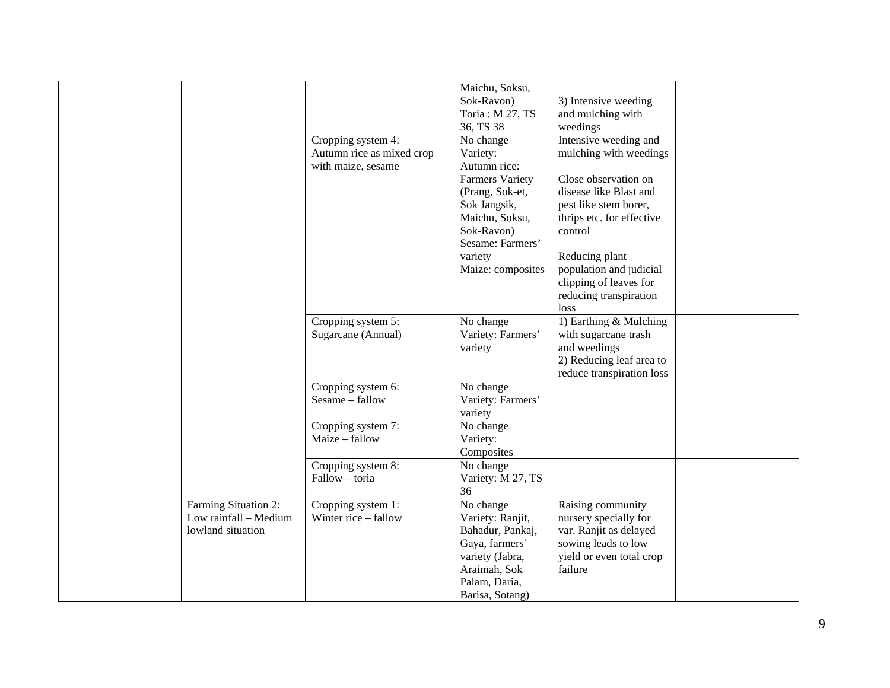| | | | | | |
|---|---|---|---|---|---|
| | | | Maichu, Soksu, Sok-Ravon) Toria : M 27, TS 36, TS 38 | 3) Intensive weeding and mulching with weedings | |
| | | Cropping system 4: Autumn rice as mixed crop with maize, sesame | No change Variety: Autumn rice: Farmers Variety (Prang, Sok-et, Sok Jangsik, Maichu, Soksu, Sok-Ravon) Sesame: Farmers' variety Maize: composites | Intensive weeding and mulching with weedings<br><br>Close observation on disease like Blast and pest like stem borer, thrips etc. for effective control<br><br>Reducing plant population and judicial clipping of leaves for reducing transpiration loss | |
| | | Cropping system 5: Sugarcane (Annual) | No change Variety: Farmers' variety | 1) Earthing & Mulching with sugarcane trash and weedings<br>2) Reducing leaf area to reduce transpiration loss | |
| | | Cropping system 6: Sesame – fallow | No change Variety: Farmers' variety | | |
| | | Cropping system 7: Maize – fallow | No change Variety: Composites | | |
| | | Cropping system 8: Fallow – toria | No change Variety: M 27, TS 36 | | |
| | Farming Situation 2: Low rainfall – Medium lowland situation | Cropping system 1: Winter rice – fallow | No change Variety: Ranjit, Bahadur, Pankaj, Gaya, farmers' variety (Jabra, Araimah, Sok Palam, Daria, Barisa, Sotang) | Raising community nursery specially for var. Ranjit as delayed sowing leads to low yield or even total crop failure | |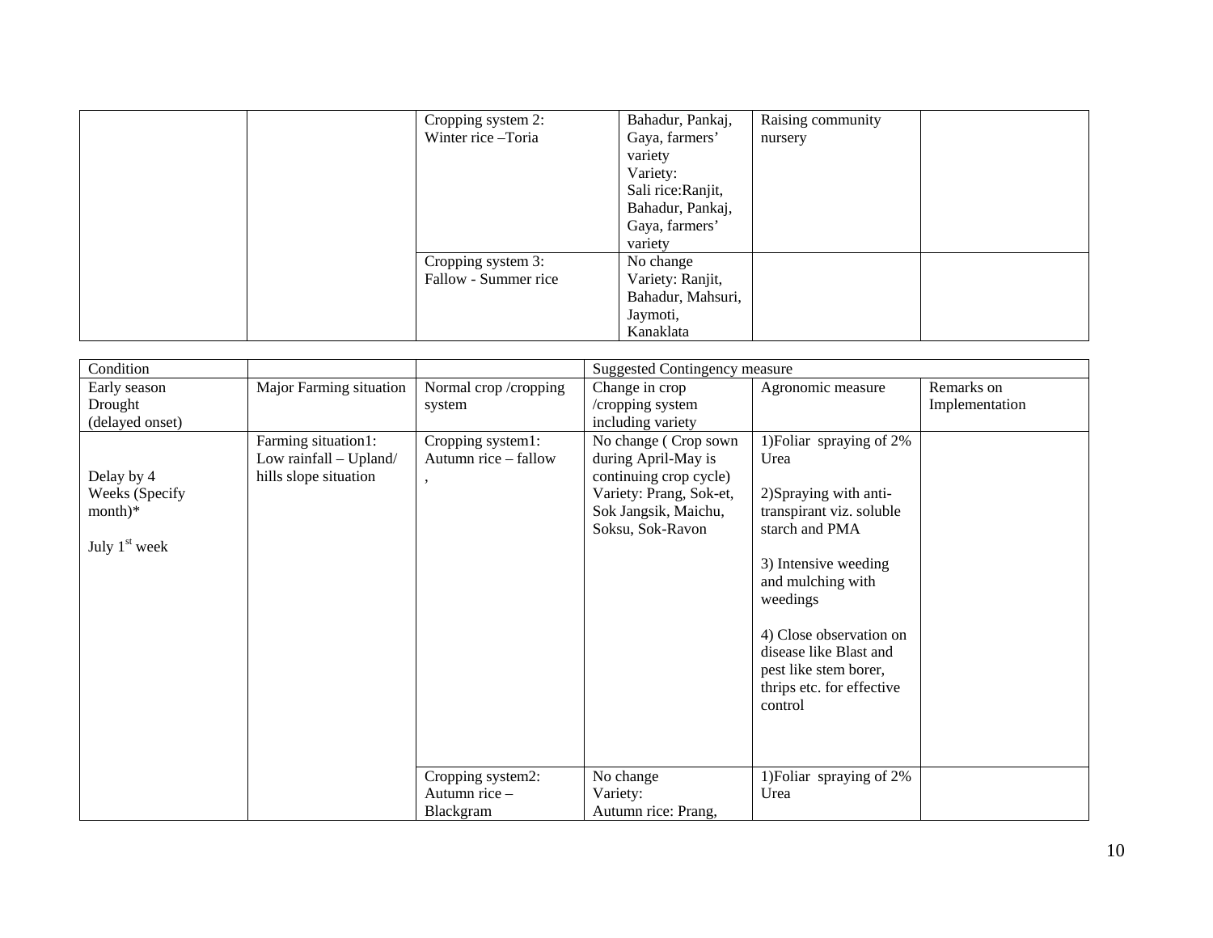| | | | | | |
|---|---|---|---|---|---|
| | | Cropping system 2: Winter rice –Toria | Bahadur, Pankaj, Gaya, farmers' variety Variety: Sali rice:Ranjit, Bahadur, Pankaj, Gaya, farmers' variety | Raising community nursery | |
| | | Cropping system 3: Fallow - Summer rice | No change Variety: Ranjit, Bahadur, Mahsuri, Jaymoti, Kanaklata | | |

| Condition | | | Suggested Contingency measure | | |
|---|---|---|---|---|---|
| Early season Drought (delayed onset) | Major Farming situation | Normal crop /cropping system | Change in crop /cropping system including variety | Agronomic measure | Remarks on Implementation |
| Delay by 4 Weeks (Specify month)* July 1st week | Farming situation1: Low rainfall – Upland/ hills slope situation | Cropping system1: Autumn rice – fallow , | No change ( Crop sown during April-May is continuing crop cycle) Variety: Prang, Sok-et, Sok Jangsik, Maichu, Soksu, Sok-Ravon | 1)Foliar spraying of 2% Urea<br><br>2)Spraying with anti-transpirant viz. soluble starch and PMA<br><br>3) Intensive weeding and mulching with weedings<br><br>4) Close observation on disease like Blast and pest like stem borer, thrips etc. for effective control | |
| | | Cropping system2: Autumn rice – Blackgram | No change Variety: Autumn rice: Prang, | 1)Foliar spraying of 2% Urea | |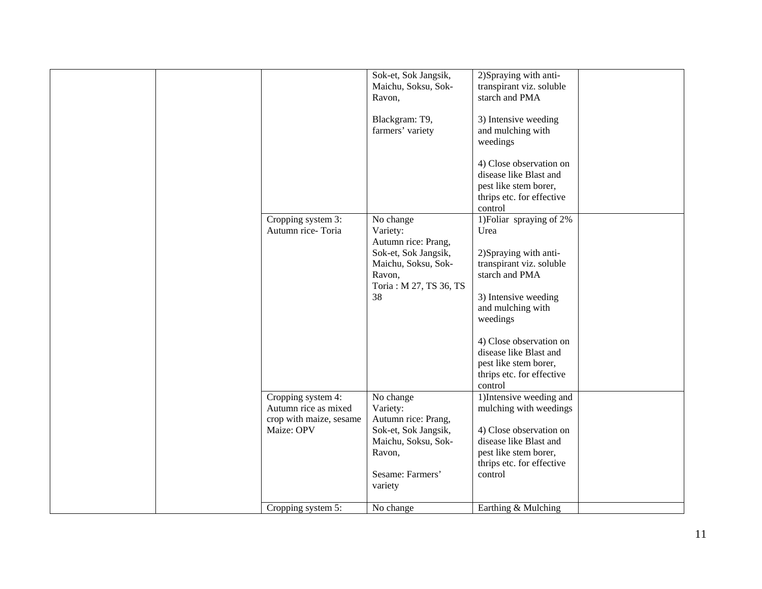| | | | | | |
|---|---|---|---|---|---|
| | | | Sok-et, Sok Jangsik, Maichu, Soksu, Sok-Ravon,<br><br>Blackgram: T9, farmers' variety | 2)Spraying with anti-transpirant viz. soluble starch and PMA<br><br>3) Intensive weeding and mulching with weedings<br><br>4) Close observation on disease like Blast and pest like stem borer, thrips etc. for effective control | |
| | | Cropping system 3: Autumn rice- Toria | No change<br>Variety:<br>Autumn rice: Prang, Sok-et, Sok Jangsik, Maichu, Soksu, Sok-Ravon,<br>Toria : M 27, TS 36, TS 38 | 1)Foliar spraying of 2% Urea<br><br>2)Spraying with anti-transpirant viz. soluble starch and PMA<br><br>3) Intensive weeding and mulching with weedings<br><br>4) Close observation on disease like Blast and pest like stem borer, thrips etc. for effective control | |
| | | Cropping system 4: Autumn rice as mixed crop with maize, sesame Maize: OPV | No change<br>Variety:<br>Autumn rice: Prang, Sok-et, Sok Jangsik, Maichu, Soksu, Sok-Ravon,<br><br>Sesame: Farmers' variety | 1)Intensive weeding and mulching with weedings<br><br>4) Close observation on disease like Blast and pest like stem borer, thrips etc. for effective control | |
| | | Cropping system 5: | No change | Earthing & Mulching | |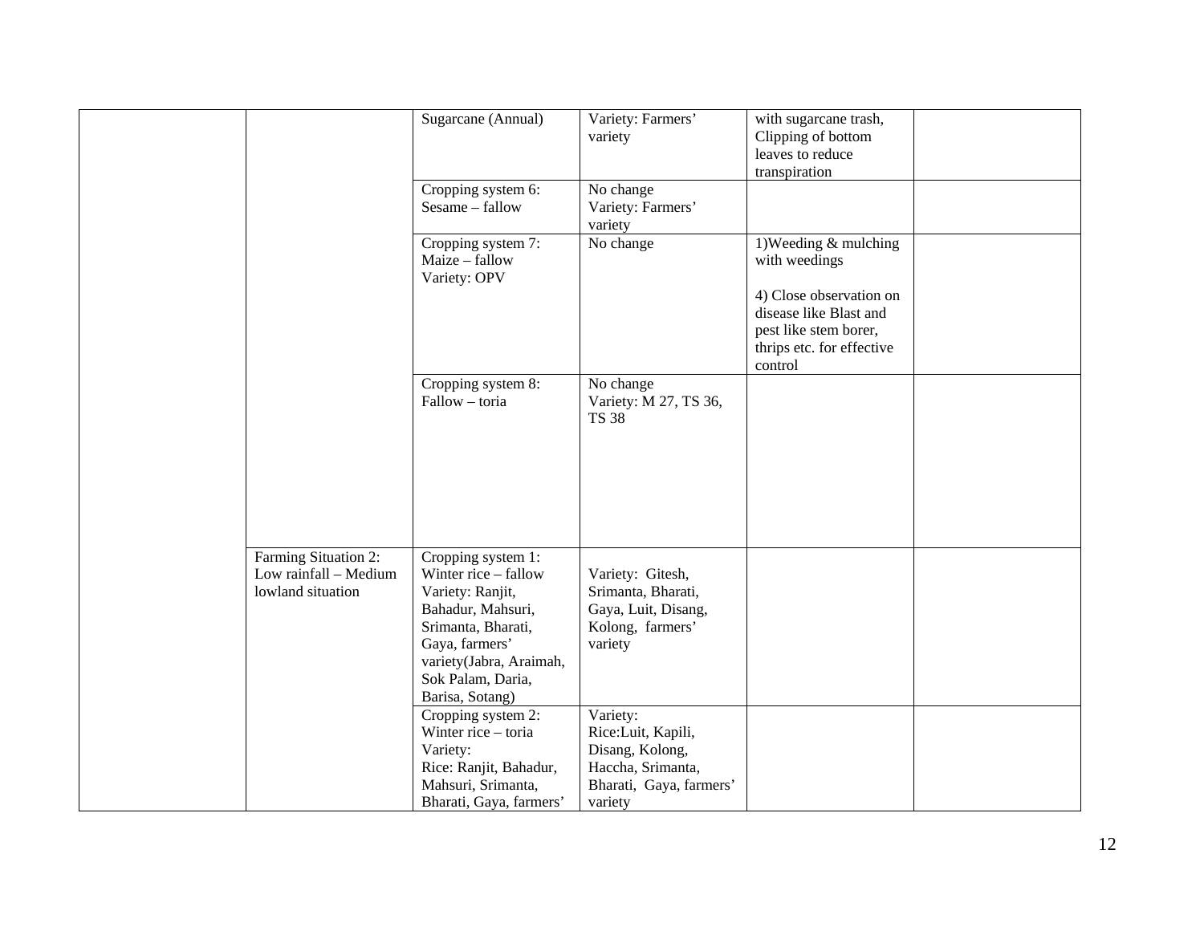| | | | | | |
|---|---|---|---|---|---|
| | | Sugarcane (Annual) | Variety: Farmers' variety | with sugarcane trash, Clipping of bottom leaves to reduce transpiration | |
| | | Cropping system 6: Sesame – fallow | No change Variety: Farmers' variety | | |
| | | Cropping system 7: Maize – fallow Variety: OPV | No change | 1)Weeding & mulching with weedings<br><br>4) Close observation on disease like Blast and pest like stem borer, thrips etc. for effective control | |
| | | Cropping system 8: Fallow – toria | No change Variety: M 27, TS 36, TS 38 | | |
| | Farming Situation 2: Low rainfall – Medium lowland situation | Cropping system 1: Winter rice – fallow Variety: Ranjit, Bahadur, Mahsuri, Srimanta, Bharati, Gaya, farmers' variety(Jabra, Araimah, Sok Palam, Daria, Barisa, Sotang) | Variety: Gitesh, Srimanta, Bharati, Gaya, Luit, Disang, Kolong, farmers' variety | | |
| | | Cropping system 2: Winter rice – toria Variety: Rice: Ranjit, Bahadur, Mahsuri, Srimanta, Bharati, Gaya, farmers' | Variety: Rice:Luit, Kapili, Disang, Kolong, Haccha, Srimanta, Bharati, Gaya, farmers' variety | | |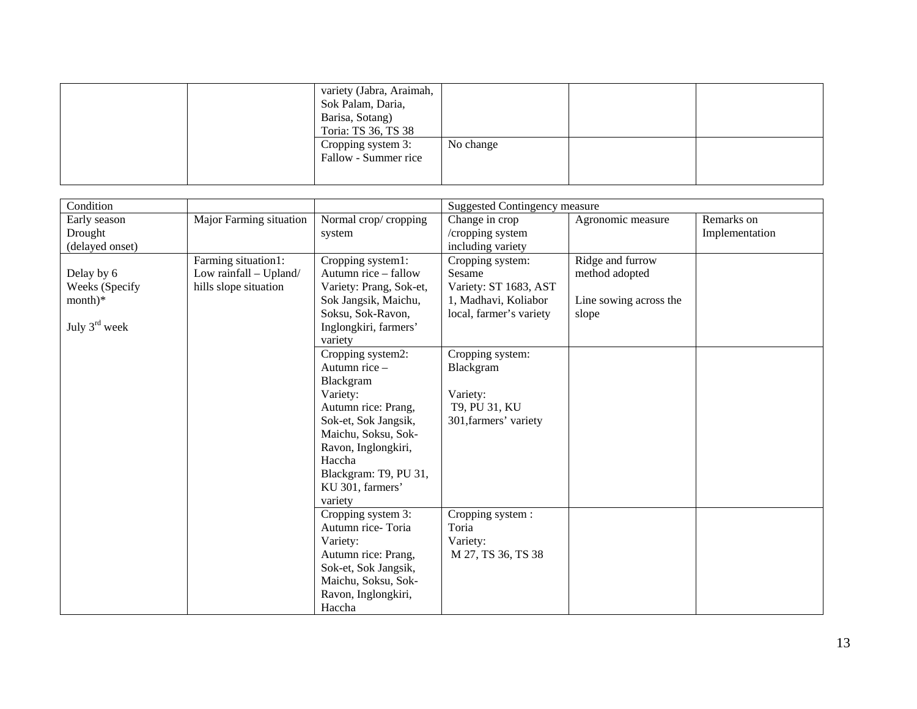| | | variety (Jabra, Araimah, Sok Palam, Daria, Barisa, Sotang)<br>Toria: TS 36, TS 38 | | | |
|---|---|---|---|---|---|
| | | Cropping system 3: Fallow - Summer rice | No change | | |

| Condition | | | Suggested Contingency measure | | |
|---|---|---|---|---|---|
| Early season Drought (delayed onset) | Major Farming situation | Normal crop/ cropping system | Change in crop /cropping system including variety | Agronomic measure | Remarks on Implementation |
| Delay by 6 Weeks (Specify month)*<br><br>July 3rd week | Farming situation1: Low rainfall – Upland/ hills slope situation | Cropping system1: Autumn rice – fallow<br>Variety: Prang, Sok-et, Sok Jangsik, Maichu, Soksu, Sok-Ravon, Inglongkiri, farmers' variety | Cropping system: Sesame<br>Variety: ST 1683, AST 1, Madhavi, Koliabor local, farmer's variety | Ridge and furrow method adopted<br><br>Line sowing across the slope | |
| | | Cropping system2: Autumn rice – Blackgram<br>Variety:<br>Autumn rice: Prang, Sok-et, Sok Jangsik, Maichu, Soksu, Sok-Ravon, Inglongkiri, Haccha<br>Blackgram: T9, PU 31, KU 301, farmers' variety | Cropping system: Blackgram<br><br>Variety:<br>T9, PU 31, KU 301,farmers' variety | | |
| | | Cropping system 3: Autumn rice- Toria<br>Variety:<br>Autumn rice: Prang, Sok-et, Sok Jangsik, Maichu, Soksu, Sok-Ravon, Inglongkiri, Haccha | Cropping system : Toria<br>Variety:<br>M 27, TS 36, TS 38 | | |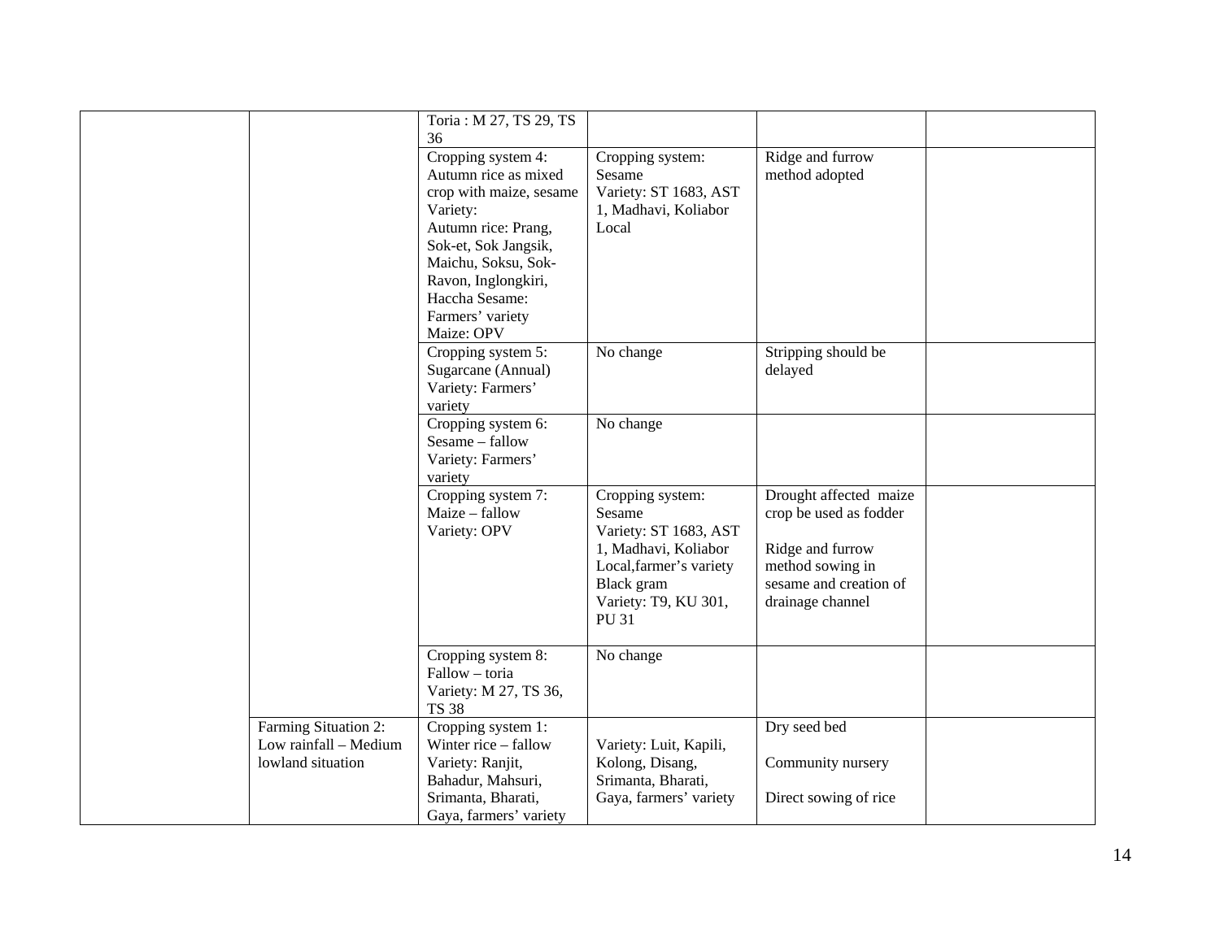| | | | | | |
|---|---|---|---|---|---|
| | | Toria : M 27, TS 29, TS 36 | | | |
| | | Cropping system 4: Autumn rice as mixed crop with maize, sesame Variety: Autumn rice: Prang, Sok-et, Sok Jangsik, Maichu, Soksu, Sok-Ravon, Inglongkiri, Haccha Sesame: Farmers' variety Maize: OPV | Cropping system: Sesame Variety: ST 1683, AST 1, Madhavi, Koliabor Local | Ridge and furrow method adopted | |
| | | Cropping system 5: Sugarcane (Annual) Variety: Farmers' variety | No change | Stripping should be delayed | |
| | | Cropping system 6: Sesame – fallow Variety: Farmers' variety | No change | | |
| | | Cropping system 7: Maize – fallow Variety: OPV | Cropping system: Sesame Variety: ST 1683, AST 1, Madhavi, Koliabor Local,farmer's variety Black gram Variety: T9, KU 301, PU 31 | Drought affected maize crop be used as fodder<br><br>Ridge and furrow method sowing in sesame and creation of drainage channel | |
| | | Cropping system 8: Fallow – toria Variety: M 27, TS 36, TS 38 | No change | | |
| | Farming Situation 2: Low rainfall – Medium lowland situation | Cropping system 1: Winter rice – fallow Variety: Ranjit, Bahadur, Mahsuri, Srimanta, Bharati, Gaya, farmers' variety | Variety: Luit, Kapili, Kolong, Disang, Srimanta, Bharati, Gaya, farmers' variety | Dry seed bed<br><br>Community nursery<br><br>Direct sowing of rice | |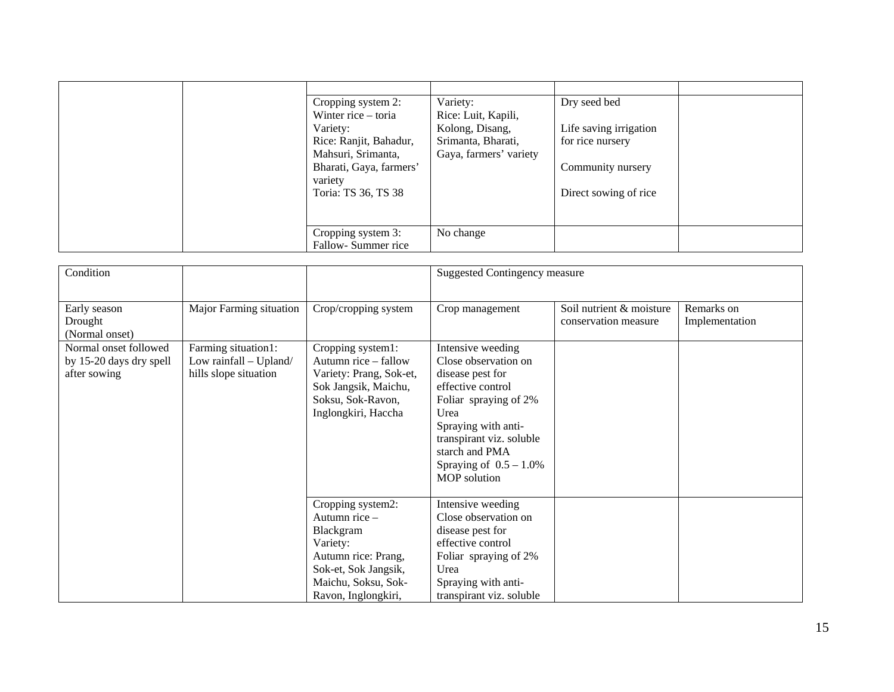| | | | | | |
|---|---|---|---|---|---|
| | | | | | |
| | | Cropping system 2: Winter rice – toria Variety: Rice: Ranjit, Bahadur, Mahsuri, Srimanta, Bharati, Gaya, farmers' variety Toria: TS 36, TS 38 | Variety: Rice: Luit, Kapili, Kolong, Disang, Srimanta, Bharati, Gaya, farmers' variety | Dry seed bed<br><br>Life saving irrigation for rice nursery<br><br>Community nursery<br><br>Direct sowing of rice | |
| | | Cropping system 3: Fallow- Summer rice | No change | | |

| Condition | | | Suggested Contingency measure | | |
|---|---|---|---|---|---|
| Early season Drought (Normal onset) | Major Farming situation | Crop/cropping system | Crop management | Soil nutrient & moisture conservation measure | Remarks on Implementation |
| Normal onset followed by 15-20 days dry spell after sowing | Farming situation1: Low rainfall – Upland/ hills slope situation | Cropping system1: Autumn rice – fallow Variety: Prang, Sok-et, Sok Jangsik, Maichu, Soksu, Sok-Ravon, Inglongkiri, Haccha | Intensive weeding<br>Close observation on disease pest for effective control<br>Foliar spraying of 2% Urea<br>Spraying with anti-transpirant viz. soluble starch and PMA<br>Spraying of 0.5 – 1.0% MOP solution | | |
| | | Cropping system2: Autumn rice – Blackgram Variety: Autumn rice: Prang, Sok-et, Sok Jangsik, Maichu, Soksu, Sok-Ravon, Inglongkiri, | Intensive weeding<br>Close observation on disease pest for effective control<br>Foliar spraying of 2% Urea<br>Spraying with anti-transpirant viz. soluble | | |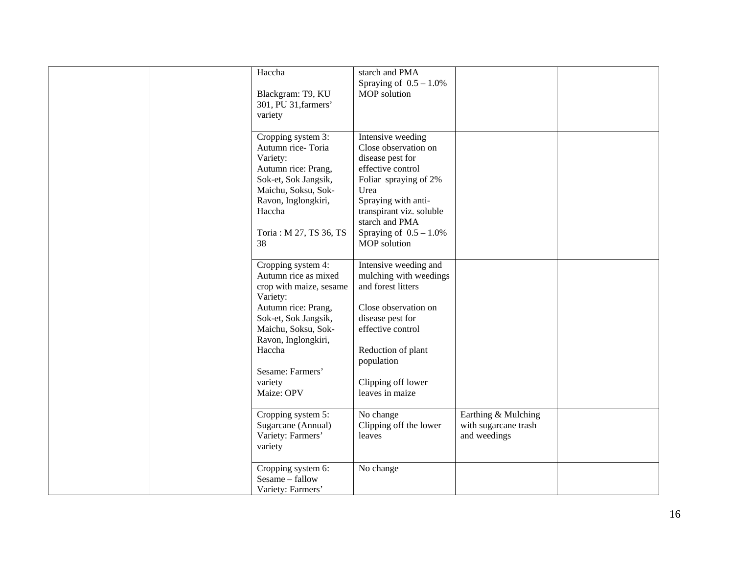| | | | | | |
|---|---|---|---|---|---|
| | | Haccha<br><br>Blackgram: T9, KU 301, PU 31,farmers' variety | starch and PMA<br>Spraying of 0.5 – 1.0% MOP solution | | |
| | | Cropping system 3: Autumn rice- Toria<br>Variety:<br>Autumn rice: Prang, Sok-et, Sok Jangsik, Maichu, Soksu, Sok-Ravon, Inglongkiri, Haccha<br><br>Toria : M 27, TS 36, TS 38 | Intensive weeding<br>Close observation on disease pest for effective control<br>Foliar spraying of 2% Urea<br>Spraying with anti-transpirant viz. soluble starch and PMA<br>Spraying of 0.5 – 1.0% MOP solution | | |
| | | Cropping system 4: Autumn rice as mixed crop with maize, sesame<br>Variety:<br>Autumn rice: Prang, Sok-et, Sok Jangsik, Maichu, Soksu, Sok-Ravon, Inglongkiri, Haccha<br><br>Sesame: Farmers' variety<br>Maize: OPV | Intensive weeding and mulching with weedings and forest litters<br><br>Close observation on disease pest for effective control<br><br>Reduction of plant population<br><br>Clipping off lower leaves in maize | | |
| | | Cropping system 5: Sugarcane (Annual)<br>Variety: Farmers' variety | No change<br>Clipping off the lower leaves | Earthing & Mulching with sugarcane trash and weedings | |
| | | Cropping system 6: Sesame – fallow<br>Variety: Farmers' | No change | | |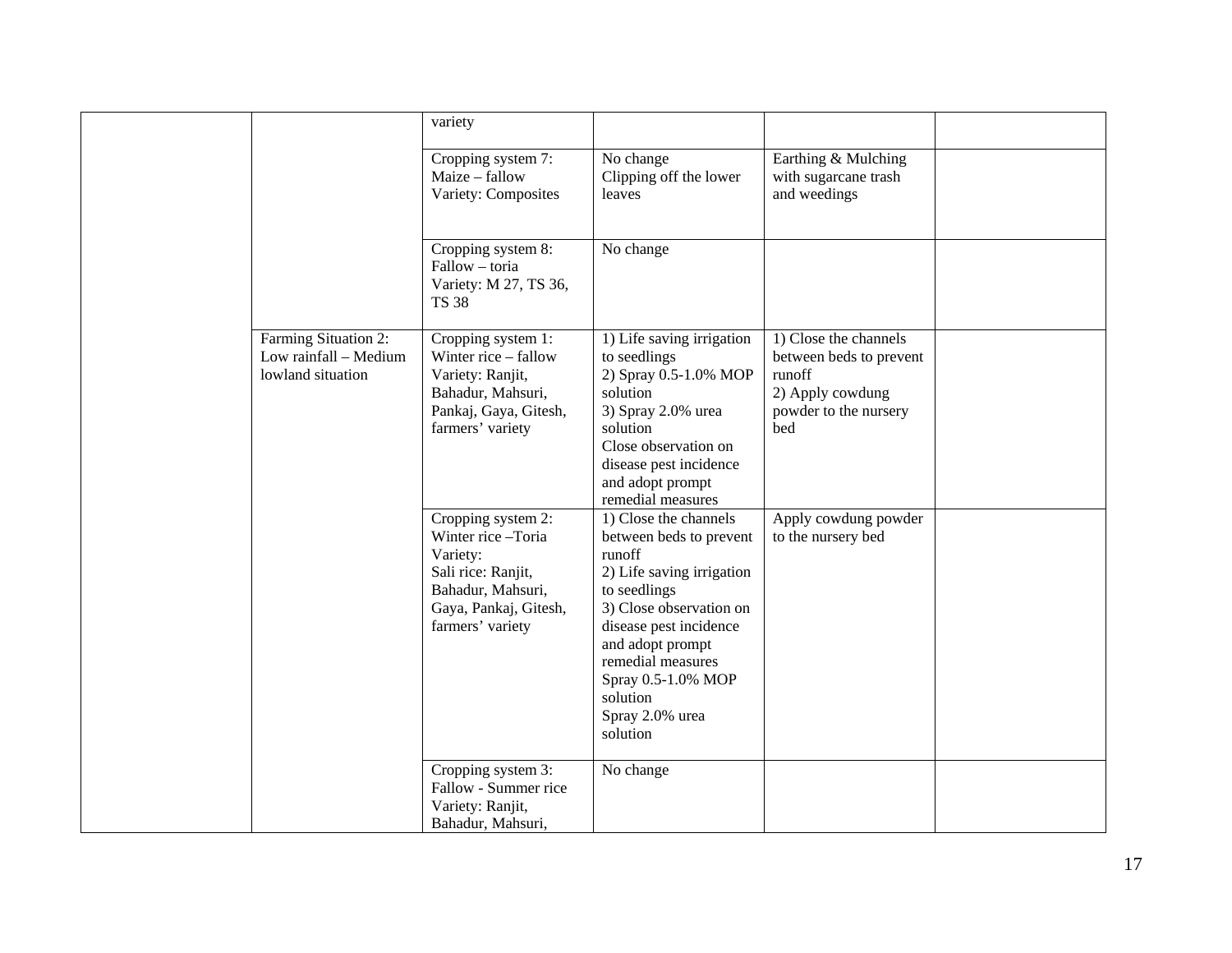| | | | | | |
|---|---|---|---|---|---|
| | | variety | | | |
| | | Cropping system 7: Maize – fallow Variety: Composites | No change Clipping off the lower leaves | Earthing & Mulching with sugarcane trash and weedings | |
| | | Cropping system 8: Fallow – toria Variety: M 27, TS 36, TS 38 | No change | | |
| | Farming Situation 2: Low rainfall – Medium lowland situation | Cropping system 1: Winter rice – fallow Variety: Ranjit, Bahadur, Mahsuri, Pankaj, Gaya, Gitesh, farmers' variety | 1) Life saving irrigation to seedlings 2) Spray 0.5-1.0% MOP solution 3) Spray 2.0% urea solution Close observation on disease pest incidence and adopt prompt remedial measures | 1) Close the channels between beds to prevent runoff 2) Apply cowdung powder to the nursery bed | |
| | | Cropping system 2: Winter rice –Toria Variety: Sali rice: Ranjit, Bahadur, Mahsuri, Gaya, Pankaj, Gitesh, farmers' variety | 1) Close the channels between beds to prevent runoff 2) Life saving irrigation to seedlings 3) Close observation on disease pest incidence and adopt prompt remedial measures Spray 0.5-1.0% MOP solution Spray 2.0% urea solution | Apply cowdung powder to the nursery bed | |
| | | Cropping system 3: Fallow - Summer rice Variety: Ranjit, Bahadur, Mahsuri, | No change | | |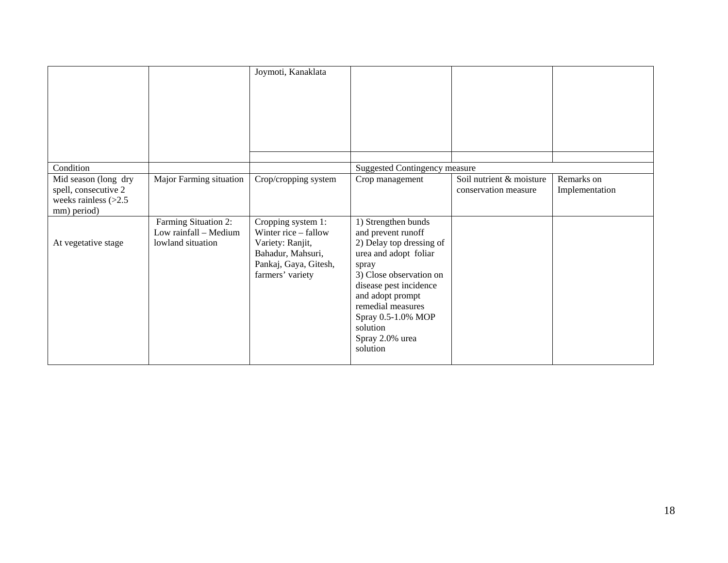|  |  | Joymoti, Kanaklata |  |  |  |
|---|---|---|---|---|---|
|  |  |  |  |  |  |
| Condition |  |  | Suggested Contingency measure |  |  |
| Mid season (long dry spell, consecutive 2 weeks rainless (>2.5 mm) period) | Major Farming situation | Crop/cropping system | Crop management | Soil nutrient & moisture conservation measure | Remarks on Implementation |
| At vegetative stage | Farming Situation 2: Low rainfall – Medium lowland situation | Cropping system 1: Winter rice – fallow Variety: Ranjit, Bahadur, Mahsuri, Pankaj, Gaya, Gitesh, farmers' variety | 1) Strengthen bunds and prevent runoff<br>2) Delay top dressing of urea and adopt foliar spray<br>3) Close observation on disease pest incidence and adopt prompt remedial measures<br>Spray 0.5-1.0% MOP solution<br>Spray 2.0% urea solution |  |  |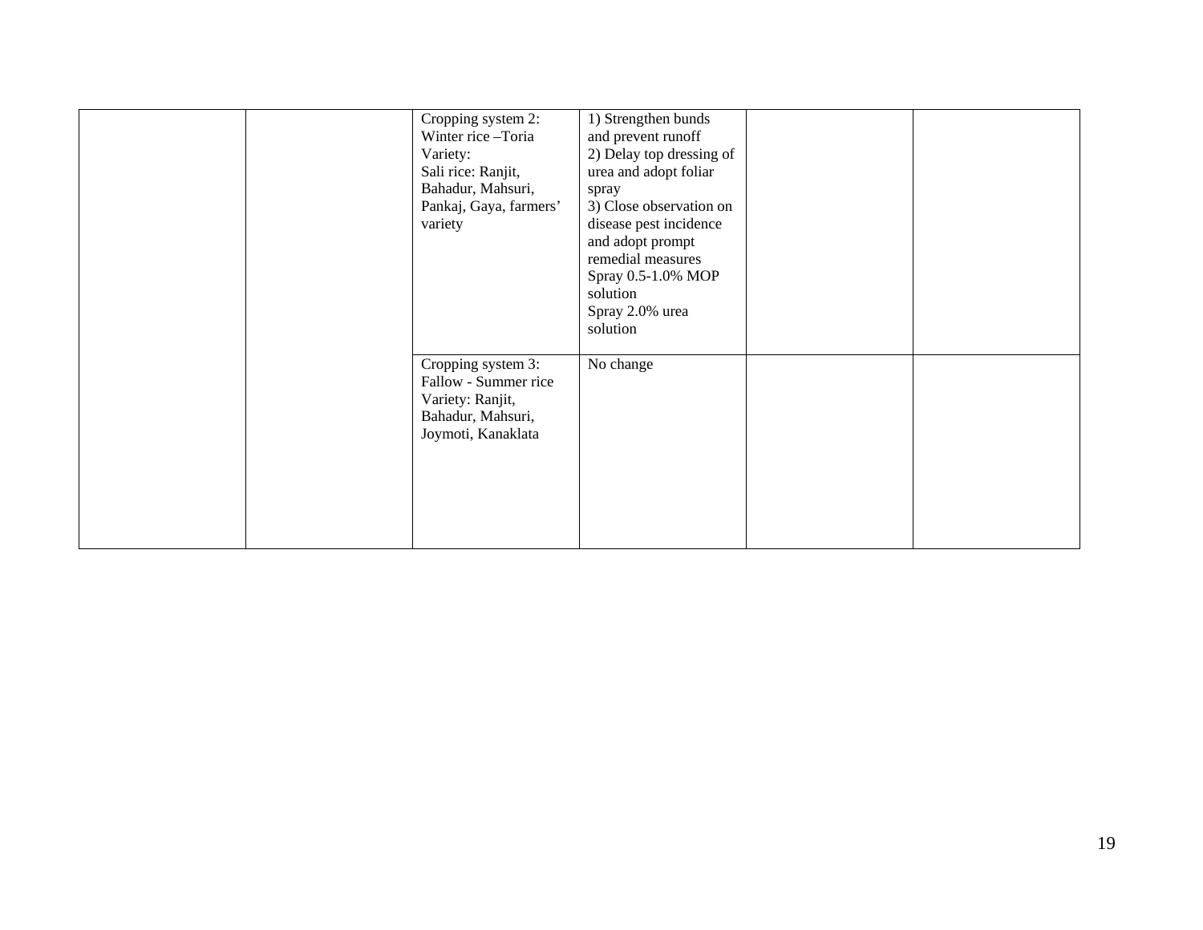| | | | | | |
|---|---|---|---|---|---|
| | | Cropping system 2: Winter rice –Toria Variety: Sali rice: Ranjit, Bahadur, Mahsuri, Pankaj, Gaya, farmers' variety | 1) Strengthen bunds and prevent runoff 2) Delay top dressing of urea and adopt foliar spray 3) Close observation on disease pest incidence and adopt prompt remedial measures Spray 0.5-1.0% MOP solution Spray 2.0% urea solution | | |
| | | Cropping system 3: Fallow - Summer rice Variety: Ranjit, Bahadur, Mahsuri, Joymoti, Kanaklata | No change | | |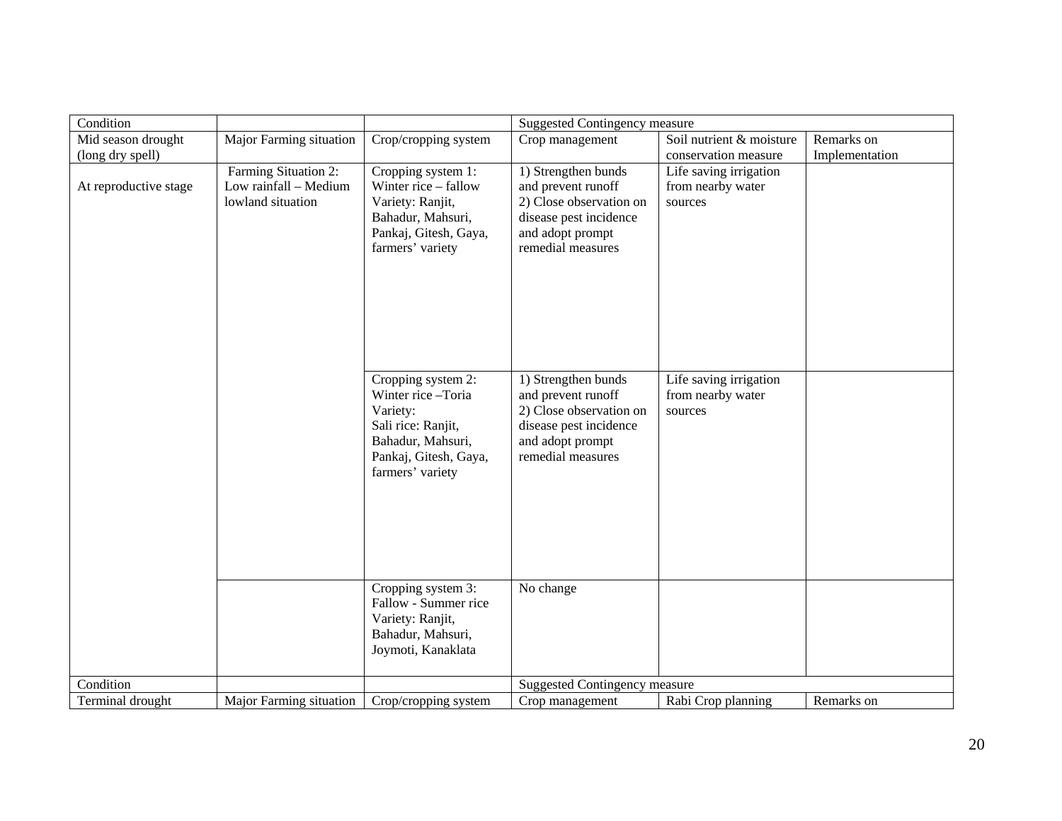| Condition | | | Suggested Contingency measure | | |
|---|---|---|---|---|---|
| Mid season drought (long dry spell) | Major Farming situation | Crop/cropping system | Crop management | Soil nutrient & moisture conservation measure | Remarks on Implementation |
| At reproductive stage | Farming Situation 2: Low rainfall – Medium lowland situation | Cropping system 1: Winter rice – fallow Variety: Ranjit, Bahadur, Mahsuri, Pankaj, Gitesh, Gaya, farmers' variety | 1) Strengthen bunds and prevent runoff 2) Close observation on disease pest incidence and adopt prompt remedial measures | Life saving irrigation from nearby water sources | |
| | | Cropping system 2: Winter rice –Toria Variety: Sali rice: Ranjit, Bahadur, Mahsuri, Pankaj, Gitesh, Gaya, farmers' variety | 1) Strengthen bunds and prevent runoff 2) Close observation on disease pest incidence and adopt prompt remedial measures | Life saving irrigation from nearby water sources | |
| | | Cropping system 3: Fallow - Summer rice Variety: Ranjit, Bahadur, Mahsuri, Joymoti, Kanaklata | No change | | |

| Condition | | | Suggested Contingency measure | | |
|---|---|---|---|---|---|
| Terminal drought | Major Farming situation | Crop/cropping system | Crop management | Rabi Crop planning | Remarks on |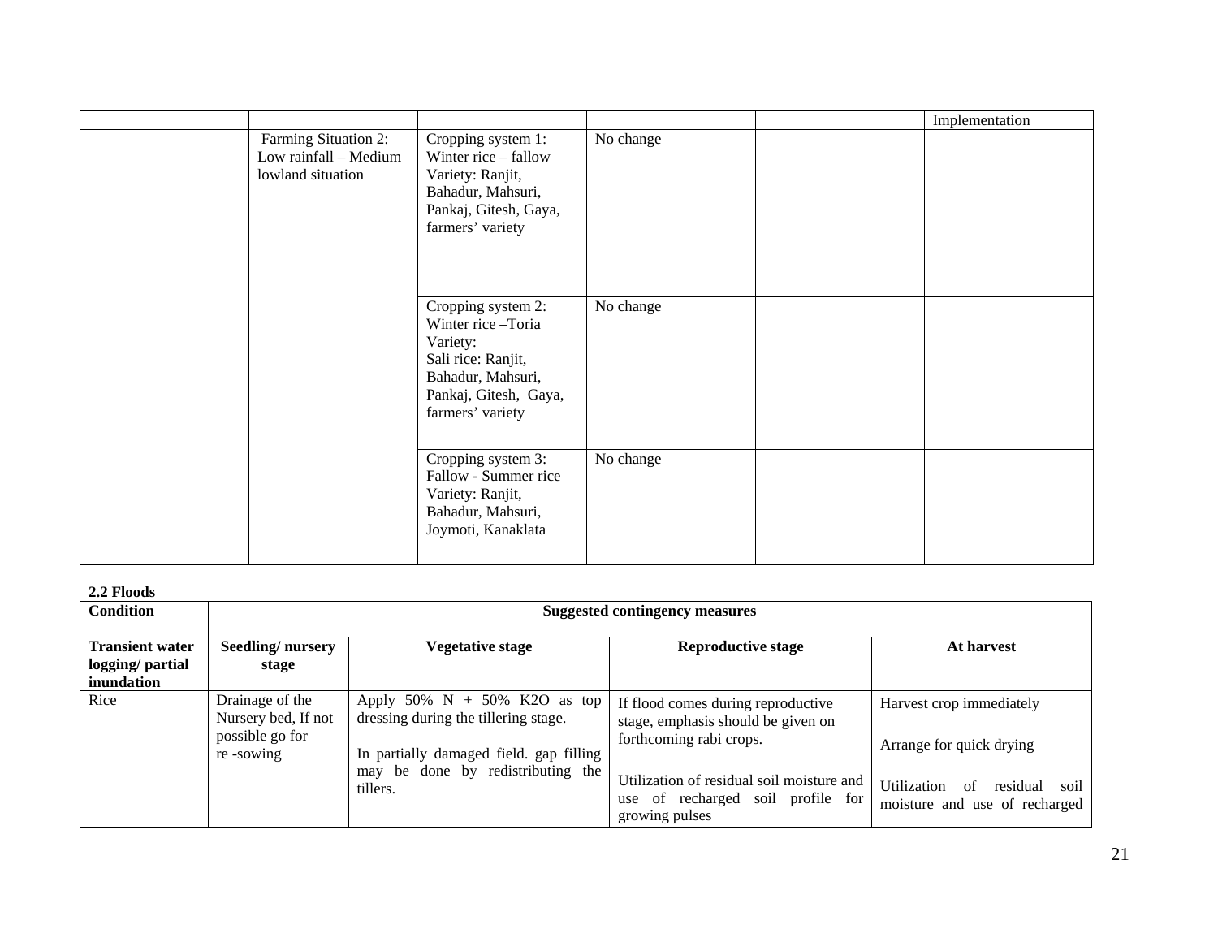| | | | | | Implementation |
|---|---|---|---|---|---|
| | Farming Situation 2: Low rainfall – Medium lowland situation | Cropping system 1: Winter rice – fallow Variety: Ranjit, Bahadur, Mahsuri, Pankaj, Gitesh, Gaya, farmers' variety | No change | | |
| | | Cropping system 2: Winter rice –Toria Variety: Sali rice: Ranjit, Bahadur, Mahsuri, Pankaj, Gitesh, Gaya, farmers' variety | No change | | |
| | | Cropping system 3: Fallow - Summer rice Variety: Ranjit, Bahadur, Mahsuri, Joymoti, Kanaklata | No change | | |

**2.2 Floods**

| Condition | Suggested contingency measures | | | |
|---|---|---|---|---|
| **Transient water logging/ partial inundation** | **Seedling/ nursery stage** | **Vegetative stage** | **Reproductive stage** | **At harvest** |
| Rice | Drainage of the Nursery bed, If not possible go for re -sowing | Apply 50% N + 50% K2O as top dressing during the tillering stage.<br><br>In partially damaged field. gap filling may be done by redistributing the tillers. | If flood comes during reproductive stage, emphasis should be given on forthcoming rabi crops.<br><br>Utilization of residual soil moisture and use of recharged soil profile for growing pulses | Harvest crop immediately<br><br>Arrange for quick drying<br><br>Utilization of residual soil moisture and use of recharged |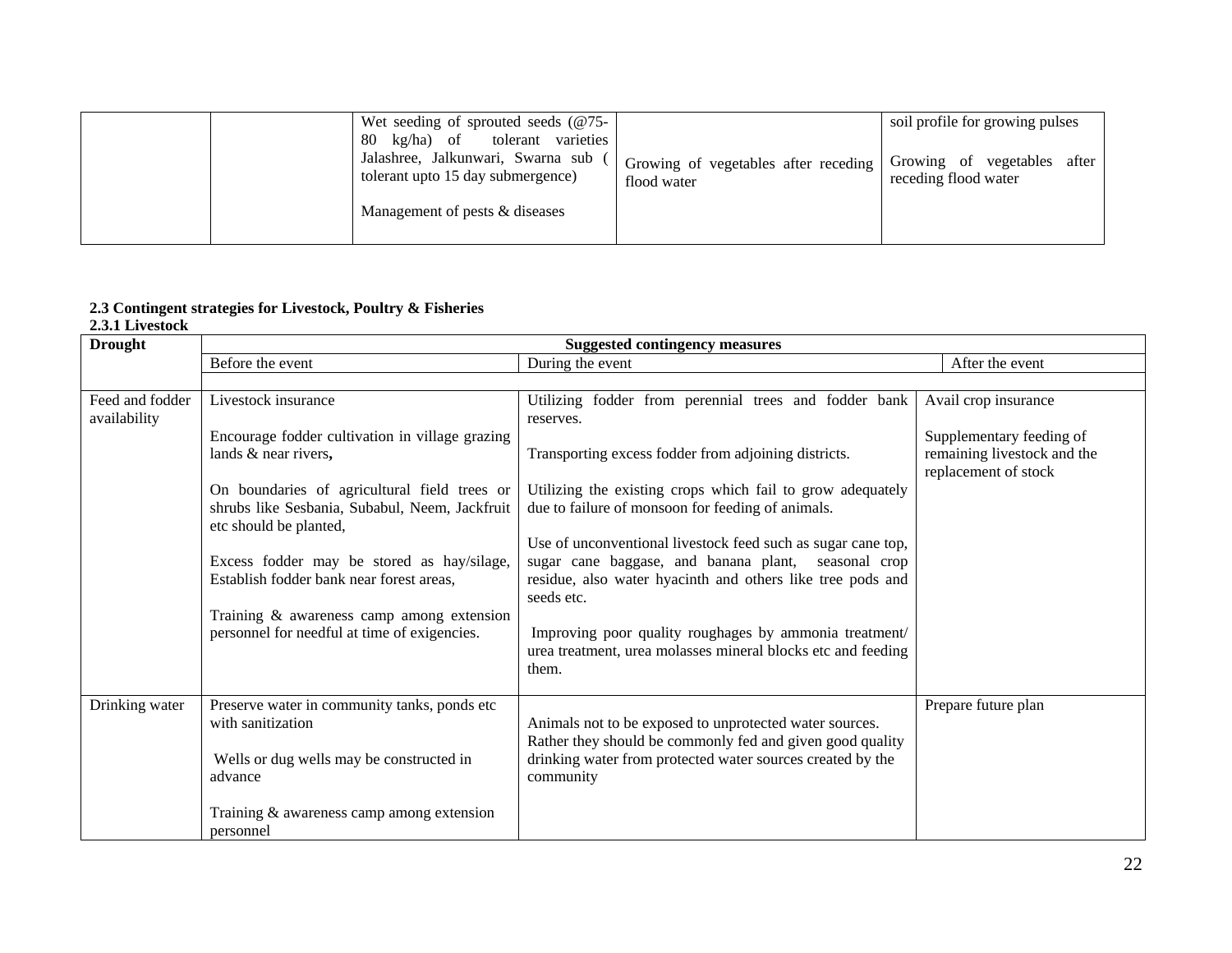| | | Wet seeding of sprouted seeds (@75-80 kg/ha) of tolerant varieties Jalashree, Jalkunwari, Swarna sub ( tolerant upto 15 day submergence)<br><br>Management of pests & diseases | Growing of vegetables after receding flood water | soil profile for growing pulses<br><br>Growing of vegetables after receding flood water |
|---|---|---|---|---|

**2.3 Contingent strategies for Livestock, Poultry & Fisheries**

**2.3.1 Livestock**

| **Drought** | **Suggested contingency measures** | | |
|---|---|---|---|
| | Before the event | During the event | After the event |
| Feed and fodder availability | Livestock insurance<br><br>Encourage fodder cultivation in village grazing lands & near rivers**,**<br><br>On boundaries of agricultural field trees or shrubs like Sesbania, Subabul, Neem, Jackfruit etc should be planted,<br><br>Excess fodder may be stored as hay/silage, Establish fodder bank near forest areas,<br><br>Training & awareness camp among extension personnel for needful at time of exigencies. | Utilizing fodder from perennial trees and fodder bank reserves.<br><br>Transporting excess fodder from adjoining districts.<br><br>Utilizing the existing crops which fail to grow adequately due to failure of monsoon for feeding of animals.<br><br>Use of unconventional livestock feed such as sugar cane top, sugar cane baggase, and banana plant, seasonal crop residue, also water hyacinth and others like tree pods and seeds etc.<br><br>Improving poor quality roughages by ammonia treatment/ urea treatment, urea molasses mineral blocks etc and feeding them. | Avail crop insurance<br><br>Supplementary feeding of remaining livestock and the replacement of stock |
| Drinking water | Preserve water in community tanks, ponds etc with sanitization<br><br>Wells or dug wells may be constructed in advance<br><br>Training & awareness camp among extension personnel | Animals not to be exposed to unprotected water sources. Rather they should be commonly fed and given good quality drinking water from protected water sources created by the community | Prepare future plan |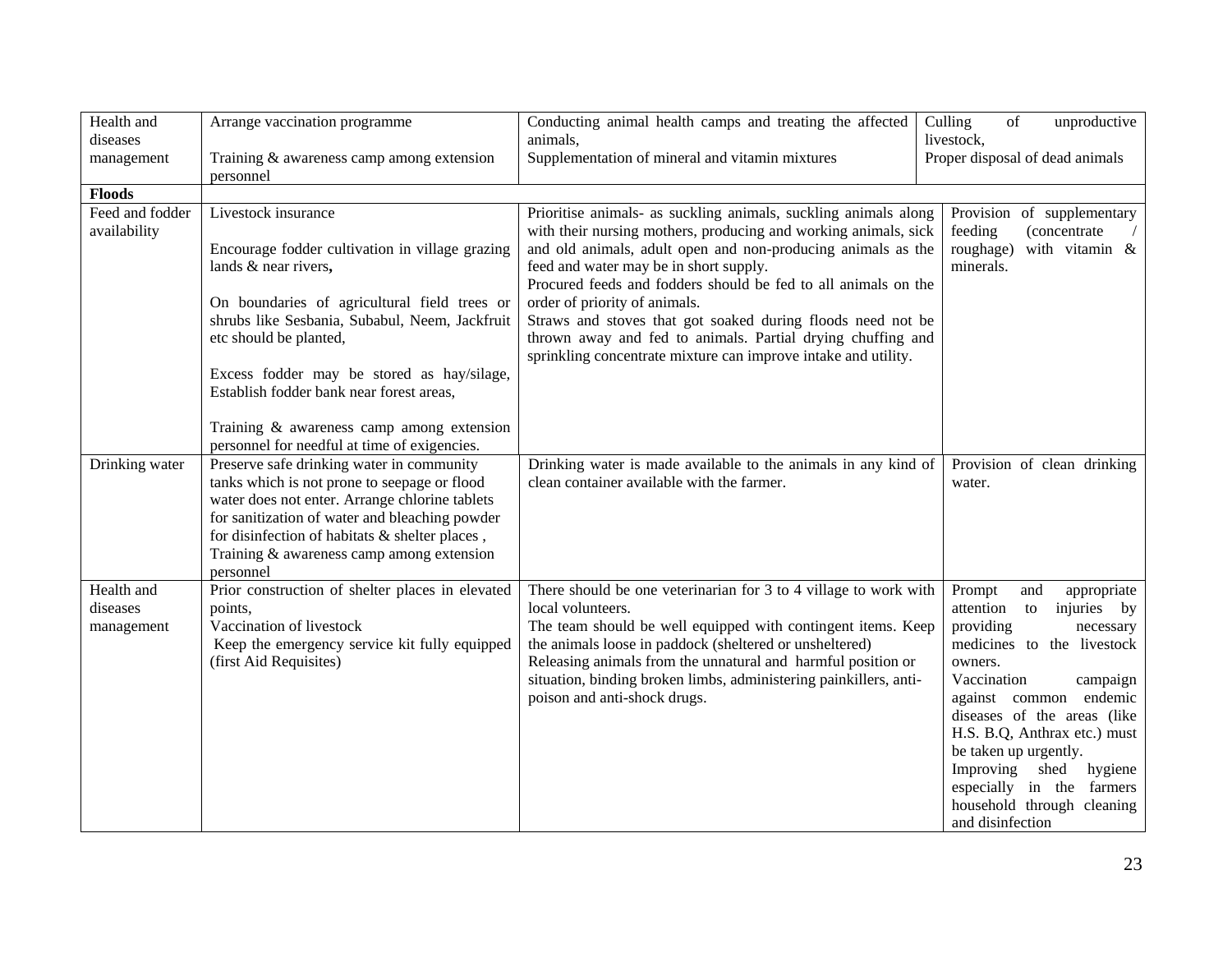| Health and diseases management | Arrange vaccination programme<br><br>Training & awareness camp among extension personnel | Conducting animal health camps and treating the affected animals,<br>Supplementation of mineral and vitamin mixtures | Culling of unproductive livestock,<br>Proper disposal of dead animals |
|---|---|---|---|
| **Floods** | | | |
| Feed and fodder availability | Livestock insurance<br><br>Encourage fodder cultivation in village grazing lands & near rivers**,**<br><br>On boundaries of agricultural field trees or shrubs like Sesbania, Subabul, Neem, Jackfruit etc should be planted,<br><br>Excess fodder may be stored as hay/silage, Establish fodder bank near forest areas,<br><br>Training & awareness camp among extension personnel for needful at time of exigencies. | Prioritise animals- as suckling animals, suckling animals along with their nursing mothers, producing and working animals, sick and old animals, adult open and non-producing animals as the feed and water may be in short supply.<br>Procured feeds and fodders should be fed to all animals on the order of priority of animals.<br>Straws and stoves that got soaked during floods need not be thrown away and fed to animals. Partial drying chuffing and sprinkling concentrate mixture can improve intake and utility. | Provision of supplementary feeding (concentrate / roughage) with vitamin & minerals. |
| Drinking water | Preserve safe drinking water in community tanks which is not prone to seepage or flood water does not enter. Arrange chlorine tablets for sanitization of water and bleaching powder for disinfection of habitats & shelter places ,<br>Training & awareness camp among extension personnel | Drinking water is made available to the animals in any kind of clean container available with the farmer. | Provision of clean drinking water. |
| Health and diseases management | Prior construction of shelter places in elevated points,<br>Vaccination of livestock<br>Keep the emergency service kit fully equipped (first Aid Requisites) | There should be one veterinarian for 3 to 4 village to work with local volunteers.<br>The team should be well equipped with contingent items. Keep the animals loose in paddock (sheltered or unsheltered)<br>Releasing animals from the unnatural and harmful position or situation, binding broken limbs, administering painkillers, anti-poison and anti-shock drugs. | Prompt and appropriate attention to injuries by providing necessary medicines to the livestock owners.<br>Vaccination campaign against common endemic diseases of the areas (like H.S. B.Q, Anthrax etc.) must be taken up urgently.<br>Improving shed hygiene especially in the farmers household through cleaning and disinfection |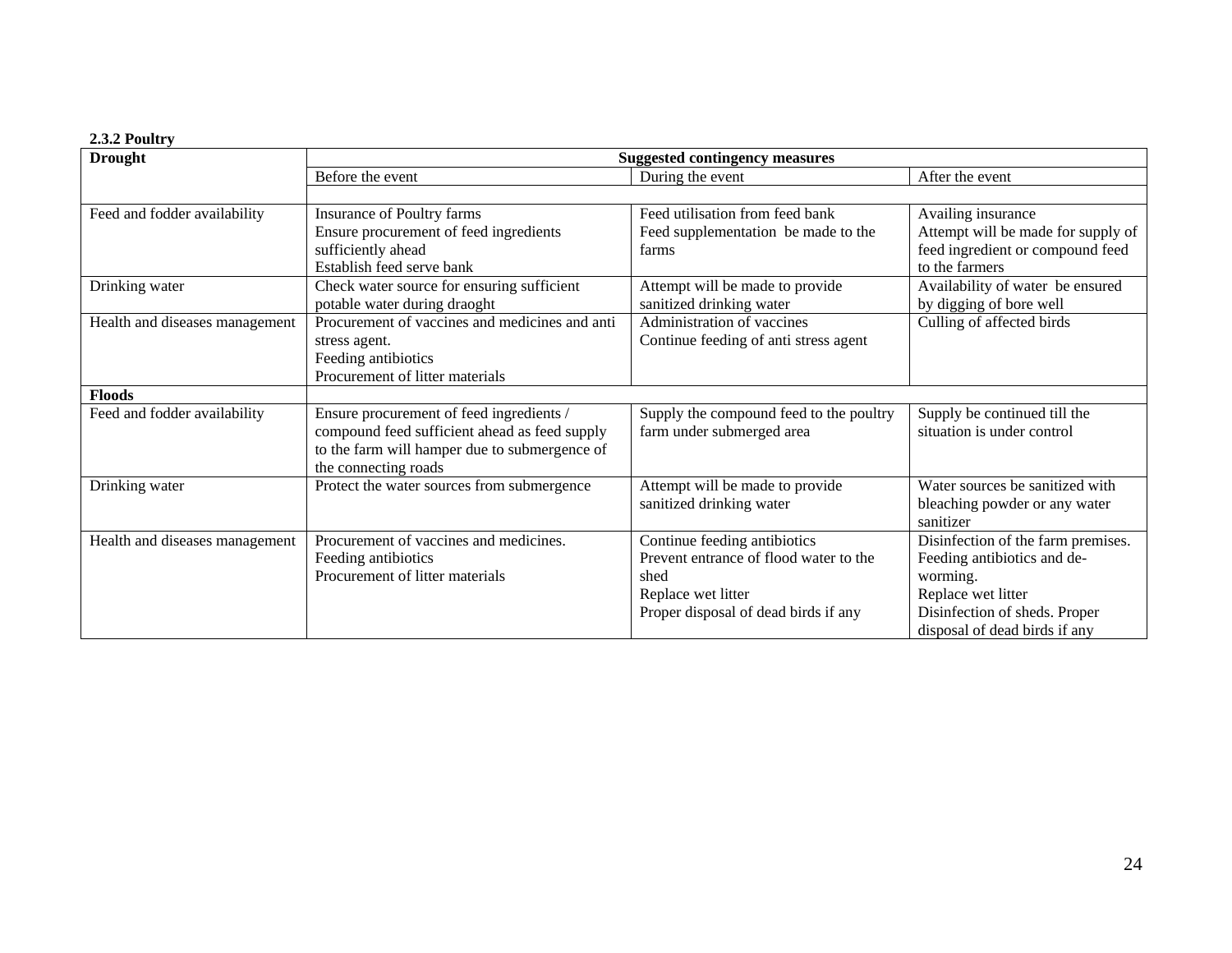**2.3.2 Poultry**

| Drought | Suggested contingency measures | | |
|---|---|---|---|
| | Before the event | During the event | After the event |
| | | | |
| Feed and fodder availability | Insurance of Poultry farms<br>Ensure procurement of feed ingredients sufficiently ahead<br>Establish feed serve bank | Feed utilisation from feed bank<br>Feed supplementation be made to the farms | Availing insurance<br>Attempt will be made for supply of feed ingredient or compound feed to the farmers |
| Drinking water | Check water source for ensuring sufficient potable water during draoght | Attempt will be made to provide sanitized drinking water | Availability of water be ensured by digging of bore well |
| Health and diseases management | Procurement of vaccines and medicines and anti stress agent.<br>Feeding antibiotics<br>Procurement of litter materials | Administration of vaccines<br>Continue feeding of anti stress agent | Culling of affected birds |
| **Floods** | | | |
| Feed and fodder availability | Ensure procurement of feed ingredients / compound feed sufficient ahead as feed supply to the farm will hamper due to submergence of the connecting roads | Supply the compound feed to the poultry farm under submerged area | Supply be continued till the situation is under control |
| Drinking water | Protect the water sources from submergence | Attempt will be made to provide sanitized drinking water | Water sources be sanitized with bleaching powder or any water sanitizer |
| Health and diseases management | Procurement of vaccines and medicines.<br>Feeding antibiotics<br>Procurement of litter materials | Continue feeding antibiotics<br>Prevent entrance of flood water to the shed<br>Replace wet litter<br>Proper disposal of dead birds if any | Disinfection of the farm premises.<br>Feeding antibiotics and de-worming.<br>Replace wet litter<br>Disinfection of sheds. Proper disposal of dead birds if any |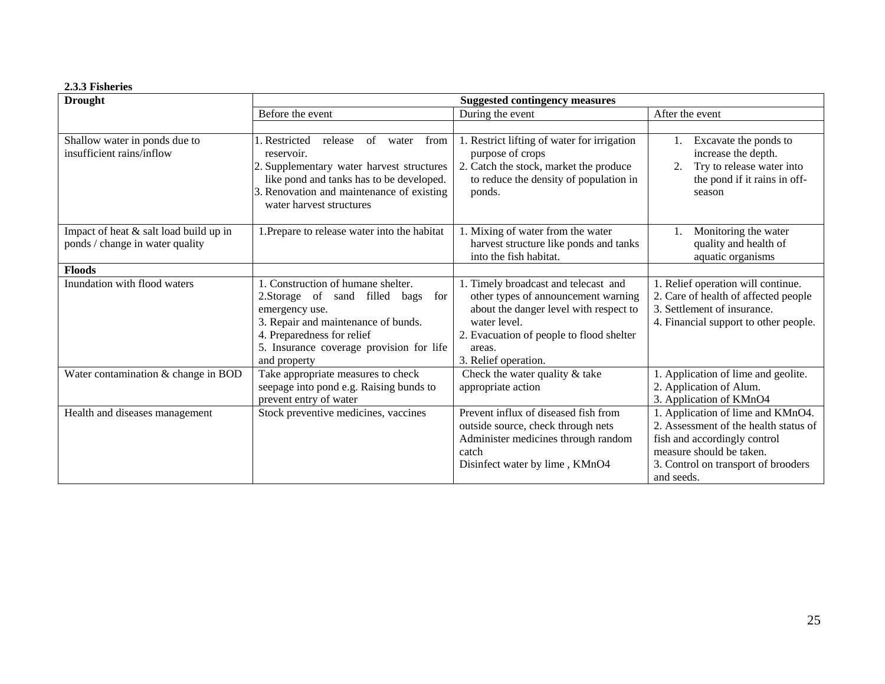**2.3.3 Fisheries**

| Drought | Suggested contingency measures | | |
|---|---|---|---|
| | Before the event | During the event | After the event |
| | | | |
| Shallow water in ponds due to insufficient rains/inflow | 1. Restricted release of water from reservoir.<br>2. Supplementary water harvest structures like pond and tanks has to be developed.<br>3. Renovation and maintenance of existing water harvest structures | 1. Restrict lifting of water for irrigation purpose of crops<br>2. Catch the stock, market the produce to reduce the density of population in ponds. | 1. Excavate the ponds to increase the depth.<br>2. Try to release water into the pond if it rains in off-season |
| Impact of heat & salt load build up in ponds / change in water quality | 1.Prepare to release water into the habitat | 1. Mixing of water from the water harvest structure like ponds and tanks into the fish habitat. | 1. Monitoring the water quality and health of aquatic organisms |
| **Floods** | | | |
| Inundation with flood waters | 1. Construction of humane shelter.<br>2.Storage of sand filled bags for emergency use.<br>3. Repair and maintenance of bunds.<br>4. Preparedness for relief<br>5. Insurance coverage provision for life and property | 1. Timely broadcast and telecast and other types of announcement warning about the danger level with respect to water level.<br>2. Evacuation of people to flood shelter areas.<br>3. Relief operation. | 1. Relief operation will continue.<br>2. Care of health of affected people<br>3. Settlement of insurance.<br>4. Financial support to other people. |
| Water contamination & change in BOD | Take appropriate measures to check seepage into pond e.g. Raising bunds to prevent entry of water | Check the water quality & take appropriate action | 1. Application of lime and geolite.<br>2. Application of Alum.<br>3. Application of $KMnO_4$ |
| Health and diseases management | Stock preventive medicines, vaccines | Prevent influx of diseased fish from outside source, check through nets<br>Administer medicines through random catch<br>Disinfect water by lime , $KMnO_4$ | 1. Application of lime and $KMnO_4$.<br>2. Assessment of the health status of fish and accordingly control measure should be taken.<br>3. Control on transport of brooders and seeds. |